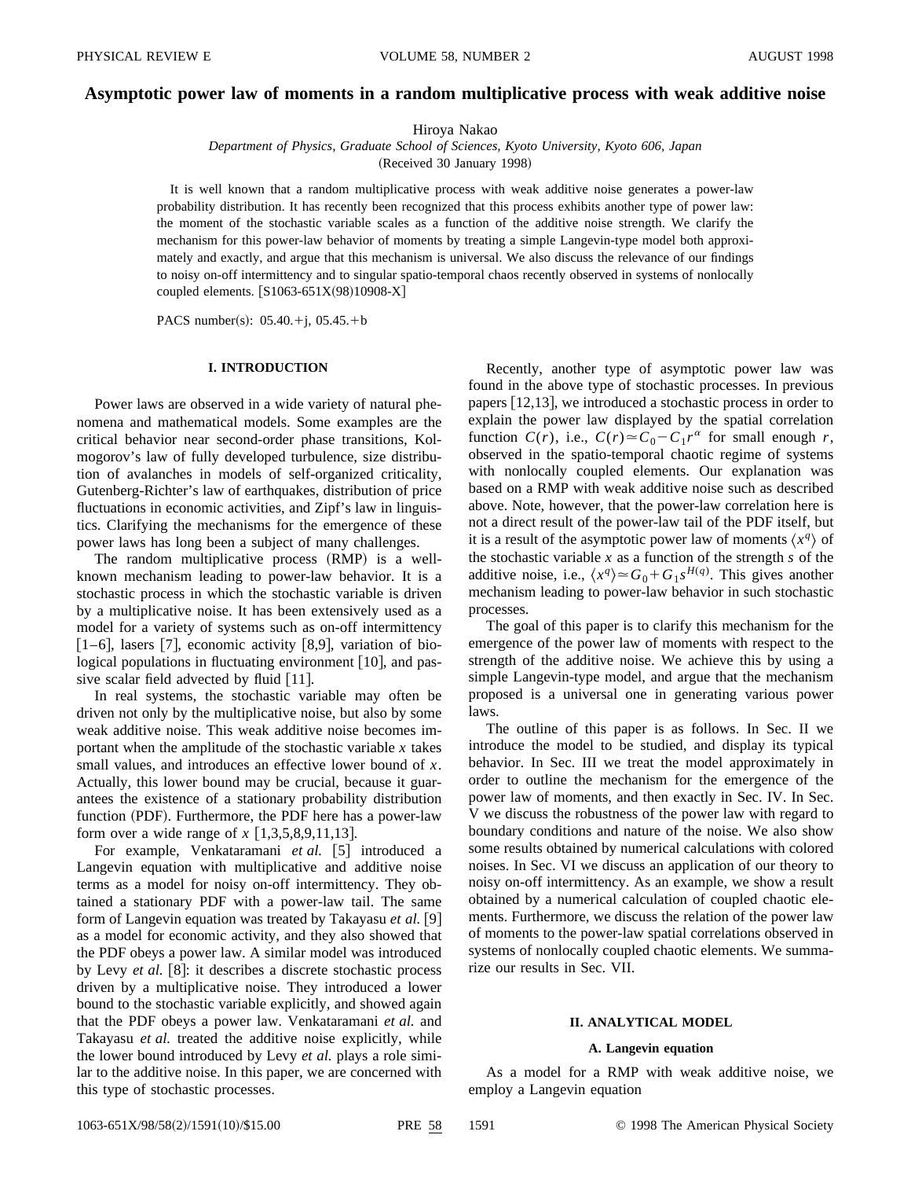# Asymptotic power law of moments in a random multiplicative process with weak additive noise

Hiroya Nakao

*Department of Physics, Graduate School of Sciences, Kyoto University, Kyoto 606, Japan*

(Received 30 January 1998)

It is well known that a random multiplicative process with weak additive noise generates a power-law probability distribution. It has recently been recognized that this process exhibits another type of power law: the moment of the stochastic variable scales as a function of the additive noise strength. We clarify the mechanism for this power-law behavior of moments by treating a simple Langevin-type model both approximately and exactly, and argue that this mechanism is universal. We also discuss the relevance of our findings to noisy on-off intermittency and to singular spatio-temporal chaos recently observed in systems of nonlocally coupled elements. [S1063-651X(98)10908-X]

PACS number(s): 05.40.+j, 05.45.+b

## I. INTRODUCTION

Power laws are observed in a wide variety of natural phenomena and mathematical models. Some examples are the critical behavior near second-order phase transitions, Kolmogorov's law of fully developed turbulence, size distribution of avalanches in models of self-organized criticality, Gutenberg-Richter's law of earthquakes, distribution of price fluctuations in economic activities, and Zipf's law in linguistics. Clarifying the mechanisms for the emergence of these power laws has long been a subject of many challenges.

The random multiplicative process (RMP) is a well-known mechanism leading to power-law behavior. It is a stochastic process in which the stochastic variable is driven by a multiplicative noise. It has been extensively used as a model for a variety of systems such as on-off intermittency [1–6], lasers [7], economic activity [8,9], variation of biological populations in fluctuating environment [10], and passive scalar field advected by fluid [11].

In real systems, the stochastic variable may often be driven not only by the multiplicative noise, but also by some weak additive noise. This weak additive noise becomes important when the amplitude of the stochastic variable $x$ takes small values, and introduces an effective lower bound of $x$. Actually, this lower bound may be crucial, because it guarantees the existence of a stationary probability distribution function (PDF). Furthermore, the PDF here has a power-law form over a wide range of $x$ [1,3,5,8,9,11,13].

For example, Venkataramani *et al.* [5] introduced a Langevin equation with multiplicative and additive noise terms as a model for noisy on-off intermittency. They obtained a stationary PDF with a power-law tail. The same form of Langevin equation was treated by Takayasu *et al.* [9] as a model for economic activity, and they also showed that the PDF obeys a power law. A similar model was introduced by Levy *et al.* [8]: it describes a discrete stochastic process driven by a multiplicative noise. They introduced a lower bound to the stochastic variable explicitly, and showed again that the PDF obeys a power law. Venkataramani *et al.* and Takayasu *et al.* treated the additive noise explicitly, while the lower bound introduced by Levy *et al.* plays a role similar to the additive noise. In this paper, we are concerned with this type of stochastic processes.

Recently, another type of asymptotic power law was found in the above type of stochastic processes. In previous papers [12,13], we introduced a stochastic process in order to explain the power law displayed by the spatial correlation function $C(r)$, i.e., $C(r) \simeq C_0 - C_1 r^{\alpha}$ for small enough $r$, observed in the spatio-temporal chaotic regime of systems with nonlocally coupled elements. Our explanation was based on a RMP with weak additive noise such as described above. Note, however, that the power-law correlation here is not a direct result of the power-law tail of the PDF itself, but it is a result of the asymptotic power law of moments $\langle x^q \rangle$ of the stochastic variable $x$ as a function of the strength $s$ of the additive noise, i.e., $\langle x^q \rangle \simeq G_0 + G_1 s^{H(q)}$. This gives another mechanism leading to power-law behavior in such stochastic processes.

The goal of this paper is to clarify this mechanism for the emergence of the power law of moments with respect to the strength of the additive noise. We achieve this by using a simple Langevin-type model, and argue that the mechanism proposed is a universal one in generating various power laws.

The outline of this paper is as follows. In Sec. II we introduce the model to be studied, and display its typical behavior. In Sec. III we treat the model approximately in order to outline the mechanism for the emergence of the power law of moments, and then exactly in Sec. IV. In Sec. V we discuss the robustness of the power law with regard to boundary conditions and nature of the noise. We also show some results obtained by numerical calculations with colored noises. In Sec. VI we discuss an application of our theory to noisy on-off intermittency. As an example, we show a result obtained by a numerical calculation of coupled chaotic elements. Furthermore, we discuss the relation of the power law of moments to the power-law spatial correlations observed in systems of nonlocally coupled chaotic elements. We summarize our results in Sec. VII.

## II. ANALYTICAL MODEL

### A. Langevin equation

As a model for a RMP with weak additive noise, we employ a Langevin equation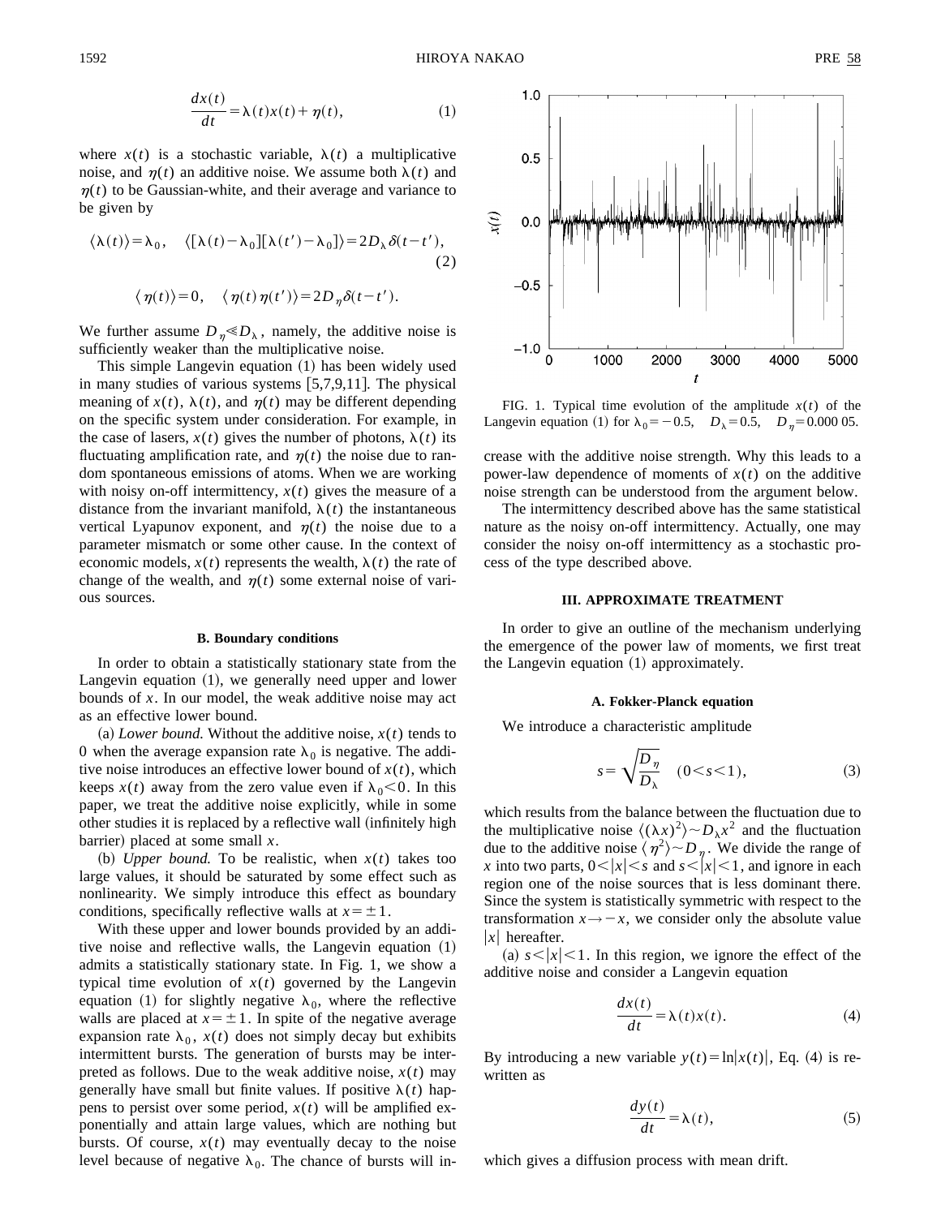$$\frac{dx(t)}{dt} = \lambda(t)x(t) + \eta(t), \tag{1}$$

where $x(t)$ is a stochastic variable, $\lambda(t)$ a multiplicative noise, and $\eta(t)$ an additive noise. We assume both $\lambda(t)$ and $\eta(t)$ to be Gaussian-white, and their average and variance to be given by

$$\langle \lambda(t) \rangle = \lambda_0, \quad \langle [\lambda(t) - \lambda_0][\lambda(t') - \lambda_0] \rangle = 2D_\lambda \delta(t-t'), \tag{2}$$

$$\langle \eta(t) \rangle = 0, \quad \langle \eta(t)\eta(t') \rangle = 2D_\eta \delta(t-t').$$

We further assume $D_\eta \ll D_\lambda$, namely, the additive noise is sufficiently weaker than the multiplicative noise.

This simple Langevin equation (1) has been widely used in many studies of various systems [5,7,9,11]. The physical meaning of $x(t)$, $\lambda(t)$, and $\eta(t)$ may be different depending on the specific system under consideration. For example, in the case of lasers, $x(t)$ gives the number of photons, $\lambda(t)$ its fluctuating amplification rate, and $\eta(t)$ the noise due to random spontaneous emissions of atoms. When we are working with noisy on-off intermittency, $x(t)$ gives the measure of a distance from the invariant manifold, $\lambda(t)$ the instantaneous vertical Lyapunov exponent, and $\eta(t)$ the noise due to a parameter mismatch or some other cause. In the context of economic models, $x(t)$ represents the wealth, $\lambda(t)$ the rate of change of the wealth, and $\eta(t)$ some external noise of various sources.

### B. Boundary conditions

In order to obtain a statistically stationary state from the Langevin equation (1), we generally need upper and lower bounds of $x$. In our model, the weak additive noise may act as an effective lower bound.

(a) *Lower bound.* Without the additive noise, $x(t)$ tends to 0 when the average expansion rate $\lambda_0$ is negative. The additive noise introduces an effective lower bound of $x(t)$, which keeps $x(t)$ away from the zero value even if $\lambda_0 < 0$. In this paper, we treat the additive noise explicitly, while in some other studies it is replaced by a reflective wall (infinitely high barrier) placed at some small $x$.

(b) *Upper bound.* To be realistic, when $x(t)$ takes too large values, it should be saturated by some effect such as nonlinearity. We simply introduce this effect as boundary conditions, specifically reflective walls at $x = \pm 1$.

With these upper and lower bounds provided by an additive noise and reflective walls, the Langevin equation (1) admits a statistically stationary state. In Fig. 1, we show a typical time evolution of $x(t)$ governed by the Langevin equation (1) for slightly negative $\lambda_0$, where the reflective walls are placed at $x = \pm 1$. In spite of the negative average expansion rate $\lambda_0$, $x(t)$ does not simply decay but exhibits intermittent bursts. The generation of bursts may be interpreted as follows. Due to the weak additive noise, $x(t)$ may generally have small but finite values. If positive $\lambda(t)$ happens to persist over some period, $x(t)$ will be amplified exponentially and attain large values, which are nothing but bursts. Of course, $x(t)$ may eventually decay to the noise level because of negative $\lambda_0$. The chance of bursts will increase with the additive noise strength. Why this leads to a power-law dependence of moments of $x(t)$ on the additive noise strength can be understood from the argument below.

FIG. 1. Typical time evolution of the amplitude $x(t)$ of the Langevin equation (1) for $\lambda_0 = -0.5$, $D_\lambda = 0.5$, $D_\eta = 0.000\,05$.

The intermittency described above has the same statistical nature as the noisy on-off intermittency. Actually, one may consider the noisy on-off intermittency as a stochastic process of the type described above.

## III. APPROXIMATE TREATMENT

In order to give an outline of the mechanism underlying the emergence of the power law of moments, we first treat the Langevin equation (1) approximately.

### A. Fokker-Planck equation

We introduce a characteristic amplitude

$$s = \sqrt{\frac{D_\eta}{D_\lambda}} \quad (0 < s < 1), \tag{3}$$

which results from the balance between the fluctuation due to the multiplicative noise $\langle (\lambda x)^2 \rangle \sim D_\lambda x^2$ and the fluctuation due to the additive noise $\langle \eta^2 \rangle \sim D_\eta$. We divide the range of $x$ into two parts, $0 < |x| < s$ and $s < |x| < 1$, and ignore in each region one of the noise sources that is less dominant there. Since the system is statistically symmetric with respect to the transformation $x \to -x$, we consider only the absolute value $|x|$ hereafter.

(a) $s < |x| < 1$. In this region, we ignore the effect of the additive noise and consider a Langevin equation

$$\frac{dx(t)}{dt} = \lambda(t)x(t). \tag{4}$$

By introducing a new variable $y(t) = \ln|x(t)|$, Eq. (4) is rewritten as

$$\frac{dy(t)}{dt} = \lambda(t), \tag{5}$$

which gives a diffusion process with mean drift.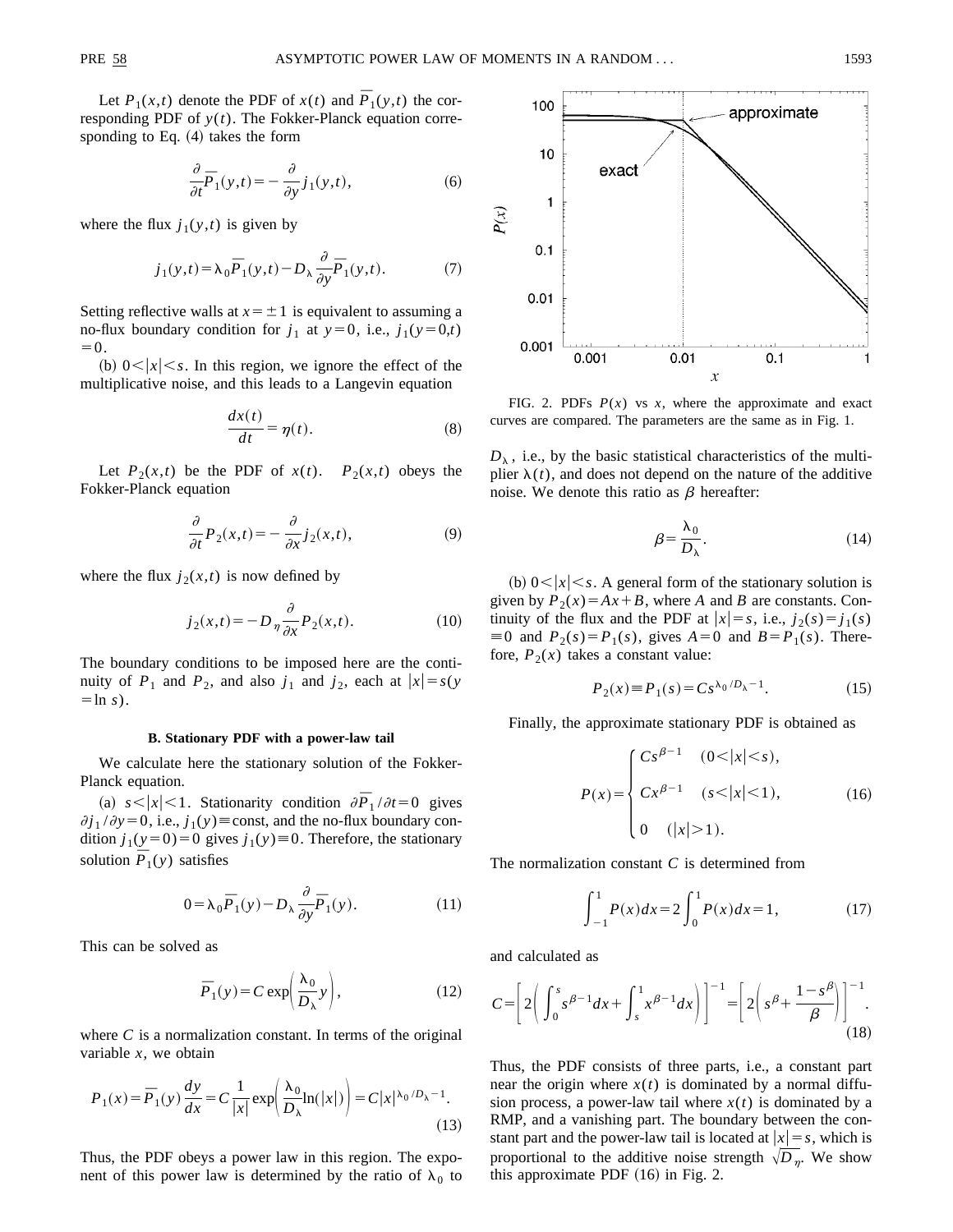Let $P_1(x,t)$ denote the PDF of $x(t)$ and $\bar{P}_1(y,t)$ the corresponding PDF of $y(t)$. The Fokker-Planck equation corresponding to Eq. (4) takes the form

$$\frac{\partial}{\partial t}\bar{P}_1(y,t) = -\frac{\partial}{\partial y} j_1(y,t), \tag{6}$$

where the flux $j_1(y,t)$ is given by

$$j_1(y,t) = \lambda_0 \bar{P}_1(y,t) - D_\lambda \frac{\partial}{\partial y}\bar{P}_1(y,t). \tag{7}$$

Setting reflective walls at $x = \pm 1$ is equivalent to assuming a no-flux boundary condition for $j_1$ at $y=0$, i.e., $j_1(y=0,t) = 0$.

(b) $0<|x|<s$. In this region, we ignore the effect of the multiplicative noise, and this leads to a Langevin equation

$$\frac{dx(t)}{dt} = \eta(t). \tag{8}$$

Let $P_2(x,t)$ be the PDF of $x(t)$. $P_2(x,t)$ obeys the Fokker-Planck equation

$$\frac{\partial}{\partial t} P_2(x,t) = -\frac{\partial}{\partial x} j_2(x,t), \tag{9}$$

where the flux $j_2(x,t)$ is now defined by

$$j_2(x,t) = -D_\eta \frac{\partial}{\partial x} P_2(x,t). \tag{10}$$

The boundary conditions to be imposed here are the continuity of $P_1$ and $P_2$, and also $j_1$ and $j_2$, each at $|x| = s(y = \ln s)$.

### B. Stationary PDF with a power-law tail

We calculate here the stationary solution of the Fokker-Planck equation.

(a) $s<|x|<1$. Stationarity condition $\partial \bar{P}_1/\partial t = 0$ gives $\partial j_1/\partial y = 0$, i.e., $j_1(y) \equiv \text{const}$, and the no-flux boundary condition $j_1(y=0)=0$ gives $j_1(y)\equiv 0$. Therefore, the stationary solution $\bar{P}_1(y)$ satisfies

$$0 = \lambda_0 \bar{P}_1(y) - D_\lambda \frac{\partial}{\partial y}\bar{P}_1(y). \tag{11}$$

This can be solved as

$$\bar{P}_1(y) = C \exp\left(\frac{\lambda_0}{D_\lambda} y\right), \tag{12}$$

where $C$ is a normalization constant. In terms of the original variable $x$, we obtain

$$P_1(x) = \bar{P}_1(y)\frac{dy}{dx} = C\frac{1}{|x|}\exp\left(\frac{\lambda_0}{D_\lambda}\ln(|x|)\right) = C|x|^{\lambda_0/D_\lambda - 1}. \tag{13}$$

Thus, the PDF obeys a power law in this region. The exponent of this power law is determined by the ratio of $\lambda_0$ to $D_\lambda$, i.e., by the basic statistical characteristics of the multiplier $\lambda(t)$, and does not depend on the nature of the additive noise. We denote this ratio as $\beta$ hereafter:

$$\beta = \frac{\lambda_0}{D_\lambda}. \tag{14}$$

(b) $0<|x|<s$. A general form of the stationary solution is given by $P_2(x) = Ax + B$, where $A$ and $B$ are constants. Continuity of the flux and the PDF at $|x|=s$, i.e., $j_2(s) = j_1(s) \equiv 0$ and $P_2(s) = P_1(s)$, gives $A=0$ and $B = P_1(s)$. Therefore, $P_2(x)$ takes a constant value:

$$P_2(x) \equiv P_1(s) = C s^{\lambda_0/D_\lambda - 1}. \tag{15}$$

Finally, the approximate stationary PDF is obtained as

$$P(x) = \begin{cases} C s^{\beta-1} & (0<|x|<s), \\ C x^{\beta-1} & (s<|x|<1), \\ 0 & (|x|>1). \end{cases} \tag{16}$$

The normalization constant $C$ is determined from

$$\int_{-1}^{1} P(x)\,dx = 2\int_0^1 P(x)\,dx = 1, \tag{17}$$

and calculated as

$$C = \left[2\left(\int_0^s s^{\beta-1}dx + \int_s^1 x^{\beta-1}dx\right)\right]^{-1} = \left[2\left(s^\beta + \frac{1-s^\beta}{\beta}\right)\right]^{-1}. \tag{18}$$

Thus, the PDF consists of three parts, i.e., a constant part near the origin where $x(t)$ is dominated by a normal diffusion process, a power-law tail where $x(t)$ is dominated by a RMP, and a vanishing part. The boundary between the constant part and the power-law tail is located at $|x|=s$, which is proportional to the additive noise strength $\sqrt{D_\eta}$. We show this approximate PDF (16) in Fig. 2.

FIG. 2. PDFs $P(x)$ vs $x$, where the approximate and exact curves are compared. The parameters are the same as in Fig. 1.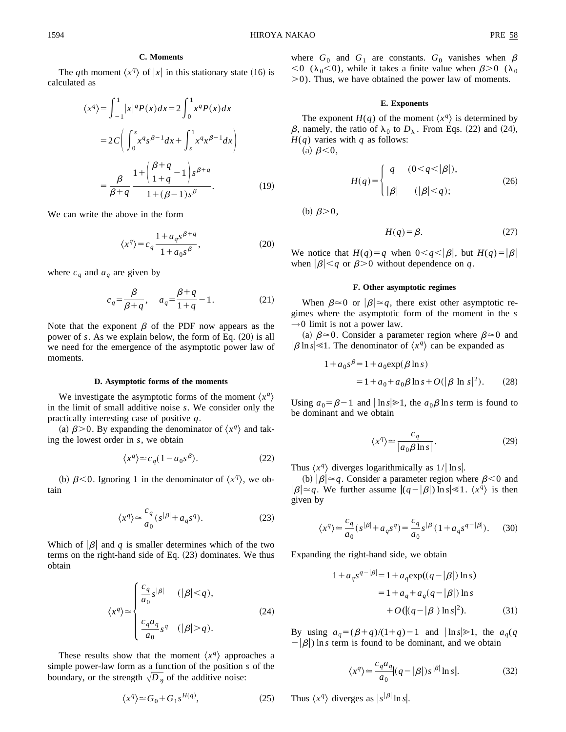### C. Moments

The $q$th moment $\langle x^q \rangle$ of $|x|$ in this stationary state (16) is calculated as

$$\langle x^q \rangle = \int_{-1}^{1} |x|^q P(x) dx = 2\int_0^1 x^q P(x) dx$$
$$= 2C\left( \int_0^s x^q s^{\beta-1} dx + \int_s^1 x^q x^{\beta-1} dx \right)$$
$$= \frac{\beta}{\beta+q} \frac{1+\left(\dfrac{\beta+q}{1+q}-1\right) s^{\beta+q}}{1+(\beta-1)s^\beta}. \tag{19}$$

We can write the above in the form

$$\langle x^q \rangle = c_q \frac{1+a_q s^{\beta+q}}{1+a_0 s^\beta}, \tag{20}$$

where $c_q$ and $a_q$ are given by

$$c_q = \frac{\beta}{\beta+q}, \quad a_q = \frac{\beta+q}{1+q} - 1. \tag{21}$$

Note that the exponent $\beta$ of the PDF now appears as the power of $s$. As we explain below, the form of Eq. (20) is all we need for the emergence of the asymptotic power law of moments.

### D. Asymptotic forms of the moments

We investigate the asymptotic forms of the moment $\langle x^q \rangle$ in the limit of small additive noise $s$. We consider only the practically interesting case of positive $q$.

(a) $\beta > 0$. By expanding the denominator of $\langle x^q \rangle$ and taking the lowest order in $s$, we obtain

$$\langle x^q \rangle \simeq c_q (1 - a_0 s^\beta). \tag{22}$$

(b) $\beta < 0$. Ignoring 1 in the denominator of $\langle x^q \rangle$, we obtain

$$\langle x^q \rangle \simeq \frac{c_q}{a_0} (s^{|\beta|} + a_q s^q). \tag{23}$$

Which of $|\beta|$ and $q$ is smaller determines which of the two terms on the right-hand side of Eq. (23) dominates. We thus obtain

$$\langle x^q \rangle \simeq \begin{cases} \dfrac{c_q}{a_0} s^{|\beta|} & (|\beta| < q), \\ \\ \dfrac{c_q a_q}{a_0} s^q & (|\beta| > q). \end{cases} \tag{24}$$

These results show that the moment $\langle x^q \rangle$ approaches a simple power-law form as a function of the position $s$ of the boundary, or the strength $\sqrt{D_\eta}$ of the additive noise:

$$\langle x^q \rangle \simeq G_0 + G_1 s^{H(q)}, \tag{25}$$

where $G_0$ and $G_1$ are constants. $G_0$ vanishes when $\beta < 0$ ($\lambda_0 < 0$), while it takes a finite value when $\beta > 0$ ($\lambda_0 > 0$). Thus, we have obtained the power law of moments.

### E. Exponents

The exponent $H(q)$ of the moment $\langle x^q \rangle$ is determined by $\beta$, namely, the ratio of $\lambda_0$ to $D_\lambda$. From Eqs. (22) and (24), $H(q)$ varies with $q$ as follows:

(a) $\beta < 0$,

$$H(q) = \begin{cases} q & (0 < q < |\beta|), \\ \\ |\beta| & (|\beta| < q); \end{cases} \tag{26}$$

(b) $\beta > 0$,

$$H(q) = \beta. \tag{27}$$

We notice that $H(q) = q$ when $0 < q < |\beta|$, but $H(q) = |\beta|$ when $|\beta| < q$ or $\beta > 0$ without dependence on $q$.

### F. Other asymptotic regimes

When $\beta \simeq 0$ or $|\beta| \simeq q$, there exist other asymptotic regimes where the asymptotic form of the moment in the $s \to 0$ limit is not a power law.

(a) $\beta \simeq 0$. Consider a parameter region where $\beta \simeq 0$ and $|\beta \ln s| \ll 1$. The denominator of $\langle x^q \rangle$ can be expanded as

$$1 + a_0 s^\beta = 1 + a_0 \exp(\beta \ln s)$$
$$= 1 + a_0 + a_0 \beta \ln s + O(|\beta \ln s|^2). \tag{28}$$

Using $a_0 = \beta - 1$ and $|\ln s| \gg 1$, the $a_0 \beta \ln s$ term is found to be dominant and we obtain

$$\langle x^q \rangle \simeq \frac{c_q}{|a_0 \beta \ln s|}. \tag{29}$$

Thus $\langle x^q \rangle$ diverges logarithmically as $1/|\ln s|$.

(b) $|\beta| \simeq q$. Consider a parameter region where $\beta < 0$ and $|\beta| \simeq q$. We further assume $|(q - |\beta|) \ln s| \ll 1$. $\langle x^q \rangle$ is then given by

$$\langle x^q \rangle \simeq \frac{c_q}{a_0} (s^{|\beta|} + a_q s^q) = \frac{c_q}{a_0} s^{|\beta|} (1 + a_q s^{q - |\beta|}). \tag{30}$$

Expanding the right-hand side, we obtain

$$1 + a_q s^{q-|\beta|} = 1 + a_q \exp((q - |\beta|) \ln s)$$
$$= 1 + a_q + a_q (q - |\beta|) \ln s$$
$$+ O(|(q - |\beta|) \ln s|^2). \tag{31}$$

By using $a_q = (\beta + q)/(1+q) - 1$ and $|\ln s| \gg 1$, the $a_q (q - |\beta|) \ln s$ term is found to be dominant, and we obtain

$$\langle x^q \rangle \simeq \frac{c_q a_q}{a_0} |(q - |\beta|) s^{|\beta|} \ln s|. \tag{32}$$

Thus $\langle x^q \rangle$ diverges as $|s^{|\beta|} \ln s|$.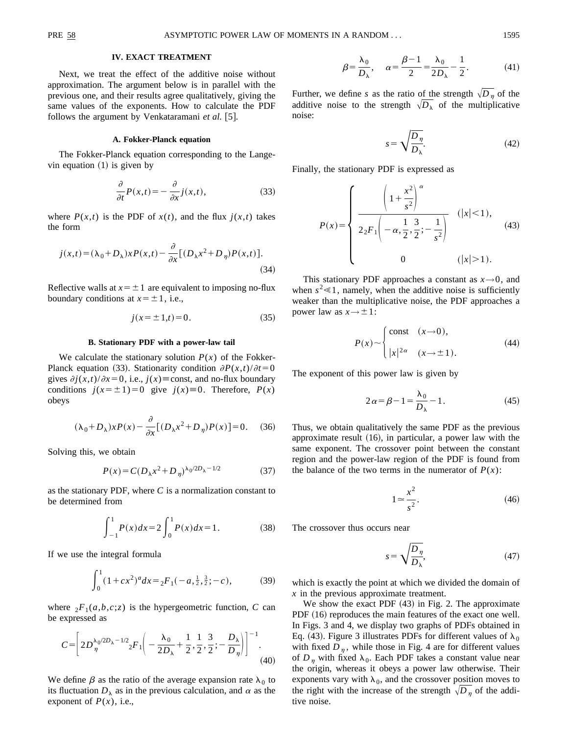## IV. EXACT TREATMENT

Next, we treat the effect of the additive noise without approximation. The argument below is in parallel with the previous one, and their results agree qualitatively, giving the same values of the exponents. How to calculate the PDF follows the argument by Venkataramani *et al.* [5].

### A. Fokker-Planck equation

The Fokker-Planck equation corresponding to the Langevin equation (1) is given by

$$\frac{\partial}{\partial t}P(x,t) = -\frac{\partial}{\partial x}j(x,t), \tag{33}$$

where $P(x,t)$ is the PDF of $x(t)$, and the flux $j(x,t)$ takes the form

$$j(x,t) = (\lambda_0 + D_\lambda)xP(x,t) - \frac{\partial}{\partial x}[(D_\lambda x^2 + D_\eta)P(x,t)]. \tag{34}$$

Reflective walls at $x = \pm 1$ are equivalent to imposing no-flux boundary conditions at $x = \pm 1$, i.e.,

$$j(x = \pm 1, t) = 0. \tag{35}$$

### B. Stationary PDF with a power-law tail

We calculate the stationary solution $P(x)$ of the Fokker-Planck equation (33). Stationarity condition $\partial P(x,t)/\partial t = 0$ gives $\partial j(x,t)/\partial x = 0$, i.e., $j(x) \equiv \text{const}$, and no-flux boundary conditions $j(x = \pm 1) = 0$ give $j(x) \equiv 0$. Therefore, $P(x)$ obeys

$$(\lambda_0 + D_\lambda)xP(x) - \frac{\partial}{\partial x}[(D_\lambda x^2 + D_\eta)P(x)] = 0. \tag{36}$$

Solving this, we obtain

$$P(x) = C(D_\lambda x^2 + D_\eta)^{\lambda_0/2D_\lambda - 1/2} \tag{37}$$

as the stationary PDF, where $C$ is a normalization constant to be determined from

$$\int_{-1}^{1} P(x)dx = 2\int_0^1 P(x)dx = 1. \tag{38}$$

If we use the integral formula

$$\int_0^1 (1 + cx^2)^a dx = {}_2F_1(-a, \tfrac{1}{2}, \tfrac{3}{2}; -c), \tag{39}$$

where ${}_2F_1(a,b,c;z)$ is the hypergeometric function, $C$ can be expressed as

$$C = \left[ 2D_\eta^{\lambda_0/2D_\lambda - 1/2} {}_2F_1\left( -\frac{\lambda_0}{2D_\lambda} + \frac{1}{2}, \frac{1}{2}, \frac{3}{2}; -\frac{D_\lambda}{D_\eta} \right) \right]^{-1}. \tag{40}$$

We define $\beta$ as the ratio of the average expansion rate $\lambda_0$ to its fluctuation $D_\lambda$ as in the previous calculation, and $\alpha$ as the exponent of $P(x)$, i.e.,

$$\beta = \frac{\lambda_0}{D_\lambda}, \quad \alpha = \frac{\beta - 1}{2} = \frac{\lambda_0}{2D_\lambda} - \frac{1}{2}. \tag{41}$$

Further, we define $s$ as the ratio of the strength $\sqrt{D_\eta}$ of the additive noise to the strength $\sqrt{D_\lambda}$ of the multiplicative noise:

$$s = \sqrt{\frac{D_\eta}{D_\lambda}}. \tag{42}$$

Finally, the stationary PDF is expressed as

$$P(x) = \begin{cases} \dfrac{\left(1 + \dfrac{x^2}{s^2}\right)^\alpha}{2\,{}_2F_1\left(-\alpha, \dfrac{1}{2}, \dfrac{3}{2}; -\dfrac{1}{s^2}\right)} & (|x| < 1), \\ 0 & (|x| > 1). \end{cases} \tag{43}$$

This stationary PDF approaches a constant as $x \to 0$, and when $s^2 \ll 1$, namely, when the additive noise is sufficiently weaker than the multiplicative noise, the PDF approaches a power law as $x \to \pm 1$:

$$P(x) \sim \begin{cases} \text{const} & (x \to 0), \\ |x|^{2\alpha} & (x \to \pm 1). \end{cases} \tag{44}$$

The exponent of this power law is given by

$$2\alpha = \beta - 1 = \frac{\lambda_0}{D_\lambda} - 1. \tag{45}$$

Thus, we obtain qualitatively the same PDF as the previous approximate result (16), in particular, a power law with the same exponent. The crossover point between the constant region and the power-law region of the PDF is found from the balance of the two terms in the numerator of $P(x)$:

$$1 \simeq \frac{x^2}{s^2}. \tag{46}$$

The crossover thus occurs near

$$s = \sqrt{\frac{D_\eta}{D_\lambda}}, \tag{47}$$

which is exactly the point at which we divided the domain of $x$ in the previous approximate treatment.

We show the exact PDF (43) in Fig. 2. The approximate PDF (16) reproduces the main features of the exact one well. In Figs. 3 and 4, we display two graphs of PDFs obtained in Eq. (43). Figure 3 illustrates PDFs for different values of $\lambda_0$ with fixed $D_\eta$, while those in Fig. 4 are for different values of $D_\eta$ with fixed $\lambda_0$. Each PDF takes a constant value near the origin, whereas it obeys a power law otherwise. Their exponents vary with $\lambda_0$, and the crossover position moves to the right with the increase of the strength $\sqrt{D_\eta}$ of the additive noise.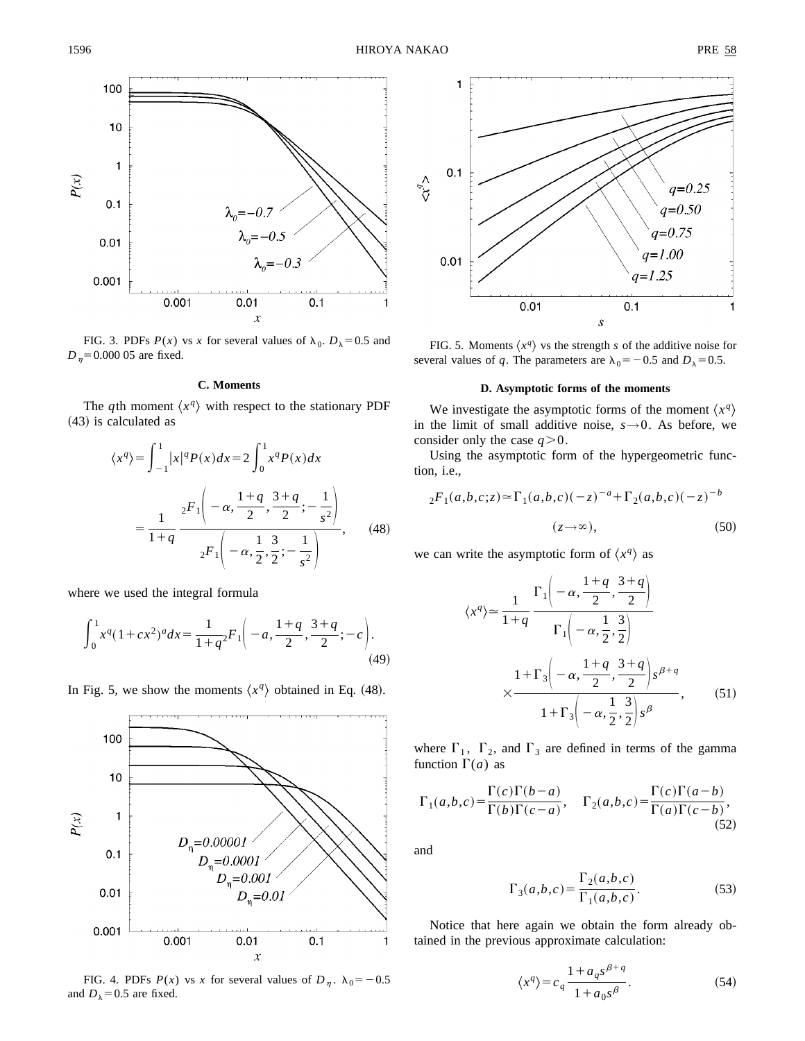FIG. 3. PDFs $P(x)$ vs $x$ for several values of $\lambda_0$. $D_\lambda = 0.5$ and $D_\eta = 0.000\,05$ are fixed.

### C. Moments

The $q$th moment $\langle x^q \rangle$ with respect to the stationary PDF (43) is calculated as

$$\langle x^q \rangle = \int_{-1}^{1} |x|^q P(x) dx = 2\int_0^1 x^q P(x) dx$$
$$= \frac{1}{1+q} \frac{{}_2F_1\left(-\alpha, \frac{1+q}{2}, \frac{3+q}{2}; -\frac{1}{s^2}\right)}{{}_2F_1\left(-\alpha, \frac{1}{2}, \frac{3}{2}; -\frac{1}{s^2}\right)}, \quad (48)$$

where we used the integral formula

$$\int_0^1 x^q (1+cx^2)^a dx = \frac{1}{1+q} {}_2F_1\left(-a, \frac{1+q}{2}, \frac{3+q}{2}; -c\right). \quad (49)$$

In Fig. 5, we show the moments $\langle x^q \rangle$ obtained in Eq. (48).

FIG. 4. PDFs $P(x)$ vs $x$ for several values of $D_\eta$. $\lambda_0 = -0.5$ and $D_\lambda = 0.5$ are fixed.

FIG. 5. Moments $\langle x^q \rangle$ vs the strength $s$ of the additive noise for several values of $q$. The parameters are $\lambda_0 = -0.5$ and $D_\lambda = 0.5$.

### D. Asymptotic forms of the moments

We investigate the asymptotic forms of the moment $\langle x^q \rangle$ in the limit of small additive noise, $s \to 0$. As before, we consider only the case $q > 0$.

Using the asymptotic form of the hypergeometric function, i.e.,

$${}_2F_1(a,b,c;z) \simeq \Gamma_1(a,b,c)(-z)^{-a} + \Gamma_2(a,b,c)(-z)^{-b}$$
$$(z \to \infty), \quad (50)$$

we can write the asymptotic form of $\langle x^q \rangle$ as

$$\langle x^q \rangle \simeq \frac{1}{1+q} \frac{\Gamma_1\left(-\alpha, \frac{1+q}{2}, \frac{3+q}{2}\right)}{\Gamma_1\left(-\alpha, \frac{1}{2}, \frac{3}{2}\right)}$$
$$\times \frac{1 + \Gamma_3\left(-\alpha, \frac{1+q}{2}, \frac{3+q}{2}\right) s^{\beta+q}}{1 + \Gamma_3\left(-\alpha, \frac{1}{2}, \frac{3}{2}\right) s^{\beta}}, \quad (51)$$

where $\Gamma_1$, $\Gamma_2$, and $\Gamma_3$ are defined in terms of the gamma function $\Gamma(a)$ as

$$\Gamma_1(a,b,c) = \frac{\Gamma(c)\Gamma(b-a)}{\Gamma(b)\Gamma(c-a)}, \quad \Gamma_2(a,b,c) = \frac{\Gamma(c)\Gamma(a-b)}{\Gamma(a)\Gamma(c-b)}, \quad (52)$$

and

$$\Gamma_3(a,b,c) = \frac{\Gamma_2(a,b,c)}{\Gamma_1(a,b,c)}. \quad (53)$$

Notice that here again we obtain the form already obtained in the previous approximate calculation:

$$\langle x^q \rangle = c_q \frac{1 + a_q s^{\beta+q}}{1 + a_0 s^{\beta}}. \quad (54)$$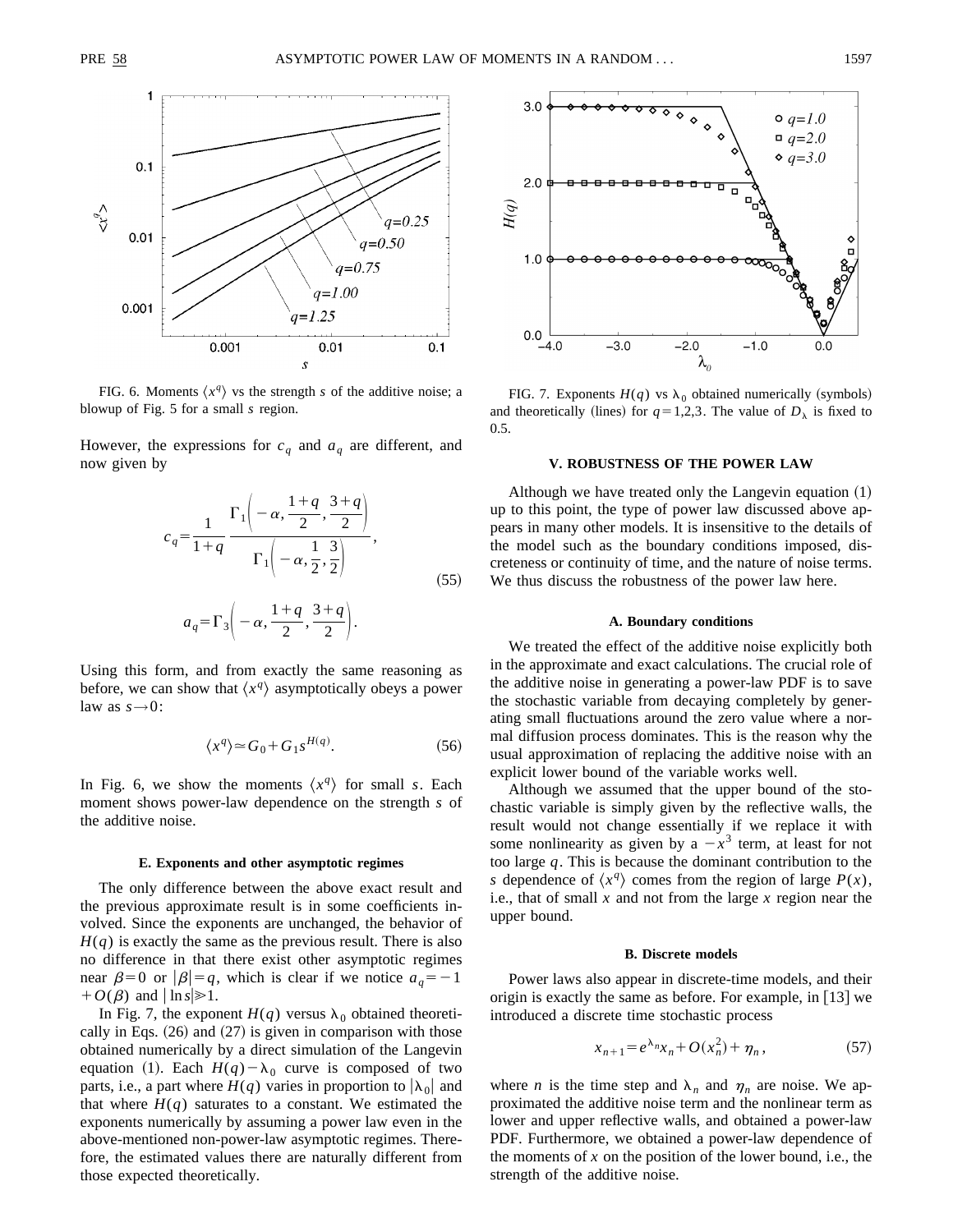FIG. 6. Moments $\langle x^q \rangle$ vs the strength $s$ of the additive noise; a blowup of Fig. 5 for a small $s$ region.

However, the expressions for $c_q$ and $a_q$ are different, and now given by

$$c_q = \frac{1}{1+q} \frac{\Gamma_1\left(-\alpha, \frac{1+q}{2}, \frac{3+q}{2}\right)}{\Gamma_1\left(-\alpha, \frac{1}{2}, \frac{3}{2}\right)},$$

$$a_q = \Gamma_3\left(-\alpha, \frac{1+q}{2}, \frac{3+q}{2}\right). \tag{55}$$

Using this form, and from exactly the same reasoning as before, we can show that $\langle x^q \rangle$ asymptotically obeys a power law as $s \to 0$:

$$\langle x^q \rangle \simeq G_0 + G_1 s^{H(q)}. \tag{56}$$

In Fig. 6, we show the moments $\langle x^q \rangle$ for small $s$. Each moment shows power-law dependence on the strength $s$ of the additive noise.

### E. Exponents and other asymptotic regimes

The only difference between the above exact result and the previous approximate result is in some coefficients involved. Since the exponents are unchanged, the behavior of $H(q)$ is exactly the same as the previous result. There is also no difference in that there exist other asymptotic regimes near $\beta = 0$ or $|\beta| = q$, which is clear if we notice $a_q = -1 + O(\beta)$ and $|\ln s| \gg 1$.

In Fig. 7, the exponent $H(q)$ versus $\lambda_0$ obtained theoretically in Eqs. (26) and (27) is given in comparison with those obtained numerically by a direct simulation of the Langevin equation (1). Each $H(q) - \lambda_0$ curve is composed of two parts, i.e., a part where $H(q)$ varies in proportion to $|\lambda_0|$ and that where $H(q)$ saturates to a constant. We estimated the exponents numerically by assuming a power law even in the above-mentioned non-power-law asymptotic regimes. Therefore, the estimated values there are naturally different from those expected theoretically.

FIG. 7. Exponents $H(q)$ vs $\lambda_0$ obtained numerically (symbols) and theoretically (lines) for $q = 1,2,3$. The value of $D_\lambda$ is fixed to 0.5.

## V. ROBUSTNESS OF THE POWER LAW

Although we have treated only the Langevin equation (1) up to this point, the type of power law discussed above appears in many other models. It is insensitive to the details of the model such as the boundary conditions imposed, discreteness or continuity of time, and the nature of noise terms. We thus discuss the robustness of the power law here.

### A. Boundary conditions

We treated the effect of the additive noise explicitly both in the approximate and exact calculations. The crucial role of the additive noise in generating a power-law PDF is to save the stochastic variable from decaying completely by generating small fluctuations around the zero value where a normal diffusion process dominates. This is the reason why the usual approximation of replacing the additive noise with an explicit lower bound of the variable works well.

Although we assumed that the upper bound of the stochastic variable is simply given by the reflective walls, the result would not change essentially if we replace it with some nonlinearity as given by a $-x^3$ term, at least for not too large $q$. This is because the dominant contribution to the $s$ dependence of $\langle x^q \rangle$ comes from the region of large $P(x)$, i.e., that of small $x$ and not from the large $x$ region near the upper bound.

### B. Discrete models

Power laws also appear in discrete-time models, and their origin is exactly the same as before. For example, in [13] we introduced a discrete time stochastic process

$$x_{n+1} = e^{\lambda_n} x_n + O(x_n^2) + \eta_n, \tag{57}$$

where $n$ is the time step and $\lambda_n$ and $\eta_n$ are noise. We approximated the additive noise term and the nonlinear term as lower and upper reflective walls, and obtained a power-law PDF. Furthermore, we obtained a power-law dependence of the moments of $x$ on the position of the lower bound, i.e., the strength of the additive noise.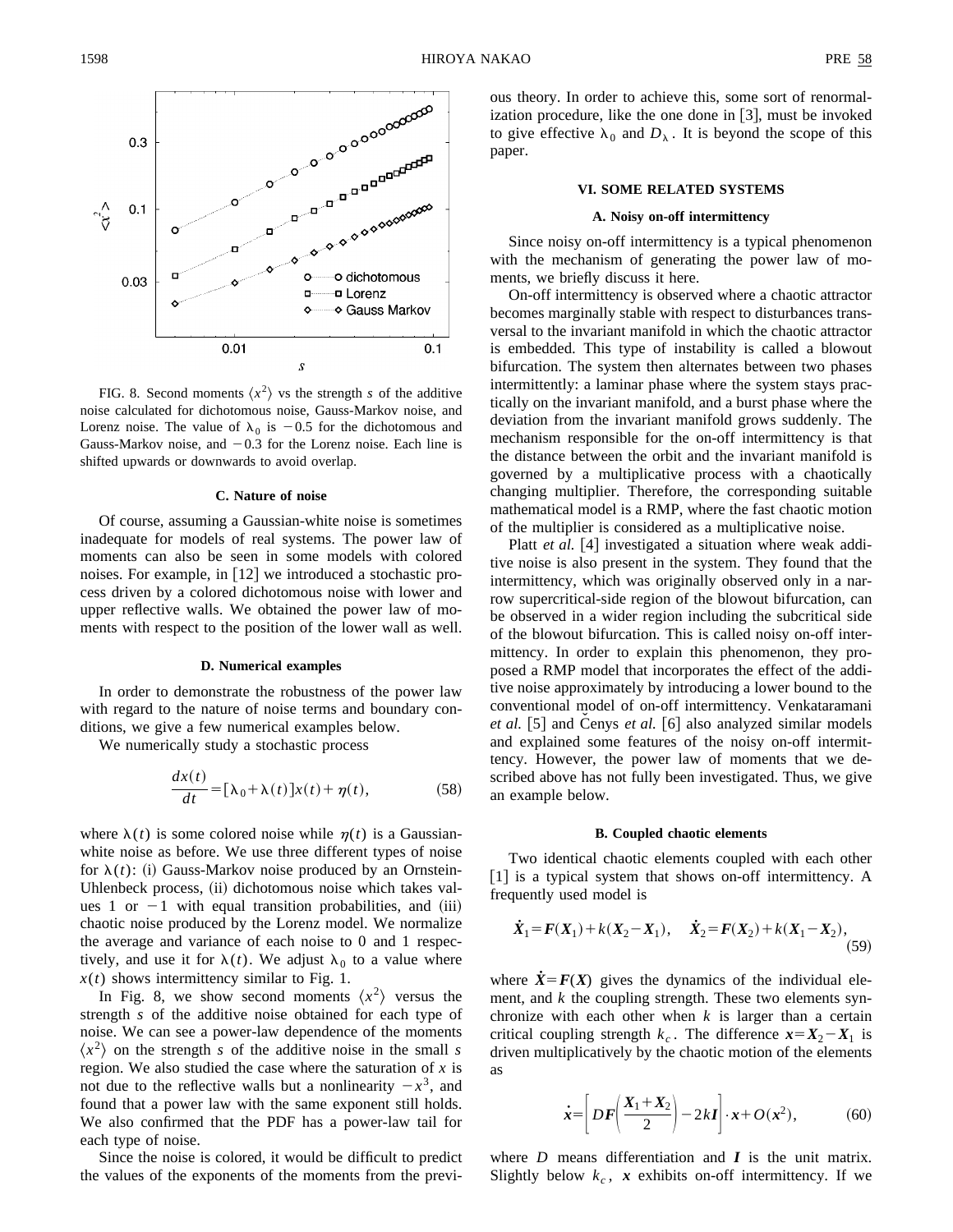FIG. 8. Second moments $\langle x^2 \rangle$ vs the strength $s$ of the additive noise calculated for dichotomous noise, Gauss-Markov noise, and Lorenz noise. The value of $\lambda_0$ is $-0.5$ for the dichotomous and Gauss-Markov noise, and $-0.3$ for the Lorenz noise. Each line is shifted upwards or downwards to avoid overlap.

### C. Nature of noise

Of course, assuming a Gaussian-white noise is sometimes inadequate for models of real systems. The power law of moments can also be seen in some models with colored noises. For example, in [12] we introduced a stochastic process driven by a colored dichotomous noise with lower and upper reflective walls. We obtained the power law of moments with respect to the position of the lower wall as well.

### D. Numerical examples

In order to demonstrate the robustness of the power law with regard to the nature of noise terms and boundary conditions, we give a few numerical examples below.

We numerically study a stochastic process

$$\frac{dx(t)}{dt} = [\lambda_0 + \lambda(t)]x(t) + \eta(t), \tag{58}$$

where $\lambda(t)$ is some colored noise while $\eta(t)$ is a Gaussian-white noise as before. We use three different types of noise for $\lambda(t)$: (i) Gauss-Markov noise produced by an Ornstein-Uhlenbeck process, (ii) dichotomous noise which takes values 1 or $-1$ with equal transition probabilities, and (iii) chaotic noise produced by the Lorenz model. We normalize the average and variance of each noise to 0 and 1 respectively, and use it for $\lambda(t)$. We adjust $\lambda_0$ to a value where $x(t)$ shows intermittency similar to Fig. 1.

In Fig. 8, we show second moments $\langle x^2 \rangle$ versus the strength $s$ of the additive noise obtained for each type of noise. We can see a power-law dependence of the moments $\langle x^2 \rangle$ on the strength $s$ of the additive noise in the small $s$ region. We also studied the case where the saturation of $x$ is not due to the reflective walls but a nonlinearity $-x^3$, and found that a power law with the same exponent still holds. We also confirmed that the PDF has a power-law tail for each type of noise.

Since the noise is colored, it would be difficult to predict the values of the exponents of the moments from the previous theory. In order to achieve this, some sort of renormalization procedure, like the one done in [3], must be invoked to give effective $\lambda_0$ and $D_\lambda$. It is beyond the scope of this paper.

## VI. SOME RELATED SYSTEMS

### A. Noisy on-off intermittency

Since noisy on-off intermittency is a typical phenomenon with the mechanism of generating the power law of moments, we briefly discuss it here.

On-off intermittency is observed where a chaotic attractor becomes marginally stable with respect to disturbances transversal to the invariant manifold in which the chaotic attractor is embedded. This type of instability is called a blowout bifurcation. The system then alternates between two phases intermittently: a laminar phase where the system stays practically on the invariant manifold, and a burst phase where the deviation from the invariant manifold grows suddenly. The mechanism responsible for the on-off intermittency is that the distance between the orbit and the invariant manifold is governed by a multiplicative process with a chaotically changing multiplier. Therefore, the corresponding suitable mathematical model is a RMP, where the fast chaotic motion of the multiplier is considered as a multiplicative noise.

Platt *et al.* [4] investigated a situation where weak additive noise is also present in the system. They found that the intermittency, which was originally observed only in a narrow supercritical-side region of the blowout bifurcation, can be observed in a wider region including the subcritical side of the blowout bifurcation. This is called noisy on-off intermittency. In order to explain this phenomenon, they proposed a RMP model that incorporates the effect of the additive noise approximately by introducing a lower bound to the conventional model of on-off intermittency. Venkataramani *et al.* [5] and Čenys *et al.* [6] also analyzed similar models and explained some features of the noisy on-off intermittency. However, the power law of moments that we described above has not fully been investigated. Thus, we give an example below.

### B. Coupled chaotic elements

Two identical chaotic elements coupled with each other [1] is a typical system that shows on-off intermittency. A frequently used model is

$$\dot{\boldsymbol{X}}_1 = \boldsymbol{F}(\boldsymbol{X}_1) + k(\boldsymbol{X}_2 - \boldsymbol{X}_1), \quad \dot{\boldsymbol{X}}_2 = \boldsymbol{F}(\boldsymbol{X}_2) + k(\boldsymbol{X}_1 - \boldsymbol{X}_2), \tag{59}$$

where $\dot{\boldsymbol{X}} = \boldsymbol{F}(\boldsymbol{X})$ gives the dynamics of the individual element, and $k$ the coupling strength. These two elements synchronize with each other when $k$ is larger than a certain critical coupling strength $k_c$. The difference $\boldsymbol{x} = \boldsymbol{X}_2 - \boldsymbol{X}_1$ is driven multiplicatively by the chaotic motion of the elements as

$$\dot{\boldsymbol{x}} = \left[ D\boldsymbol{F}\left( \frac{\boldsymbol{X}_1 + \boldsymbol{X}_2}{2} \right) - 2k\boldsymbol{I} \right] \cdot \boldsymbol{x} + O(\boldsymbol{x}^2), \tag{60}$$

where $D$ means differentiation and $\boldsymbol{I}$ is the unit matrix. Slightly below $k_c$, $\boldsymbol{x}$ exhibits on-off intermittency. If we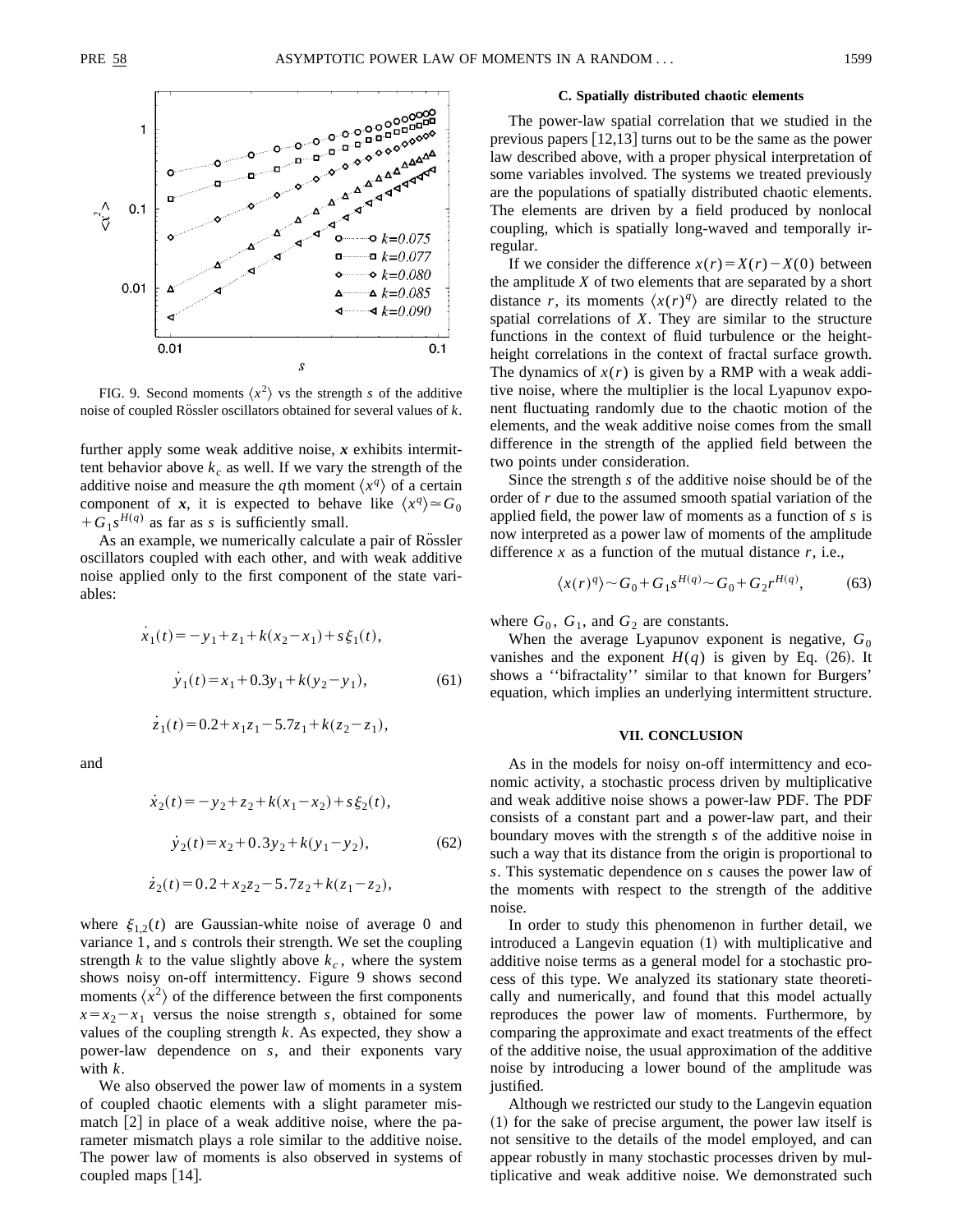FIG. 9. Second moments $\langle x^2 \rangle$ vs the strength $s$ of the additive noise of coupled Rössler oscillators obtained for several values of $k$.

further apply some weak additive noise, $\boldsymbol{x}$ exhibits intermittent behavior above $k_c$ as well. If we vary the strength of the additive noise and measure the $q$th moment $\langle x^q \rangle$ of a certain component of $\boldsymbol{x}$, it is expected to behave like $\langle x^q \rangle \simeq G_0 + G_1 s^{H(q)}$ as far as $s$ is sufficiently small.

As an example, we numerically calculate a pair of Rössler oscillators coupled with each other, and with weak additive noise applied only to the first component of the state variables:

$$\dot{x}_1(t) = -y_1 + z_1 + k(x_2 - x_1) + s\xi_1(t),$$

$$\dot{y}_1(t) = x_1 + 0.3y_1 + k(y_2 - y_1), \tag{61}$$

$$\dot{z}_1(t) = 0.2 + x_1 z_1 - 5.7z_1 + k(z_2 - z_1),$$

and

$$\dot{x}_2(t) = -y_2 + z_2 + k(x_1 - x_2) + s\xi_2(t),$$

$$\dot{y}_2(t) = x_2 + 0.3y_2 + k(y_1 - y_2), \tag{62}$$

$$\dot{z}_2(t) = 0.2 + x_2 z_2 - 5.7z_2 + k(z_1 - z_2),$$

where $\xi_{1,2}(t)$ are Gaussian-white noise of average 0 and variance 1, and $s$ controls their strength. We set the coupling strength $k$ to the value slightly above $k_c$, where the system shows noisy on-off intermittency. Figure 9 shows second moments $\langle x^2 \rangle$ of the difference between the first components $x = x_2 - x_1$ versus the noise strength $s$, obtained for some values of the coupling strength $k$. As expected, they show a power-law dependence on $s$, and their exponents vary with $k$.

We also observed the power law of moments in a system of coupled chaotic elements with a slight parameter mismatch [2] in place of a weak additive noise, where the parameter mismatch plays a role similar to the additive noise. The power law of moments is also observed in systems of coupled maps [14].

### C. Spatially distributed chaotic elements

The power-law spatial correlation that we studied in the previous papers [12,13] turns out to be the same as the power law described above, with a proper physical interpretation of some variables involved. The systems we treated previously are the populations of spatially distributed chaotic elements. The elements are driven by a field produced by nonlocal coupling, which is spatially long-waved and temporally irregular.

If we consider the difference $x(r) = X(r) - X(0)$ between the amplitude $X$ of two elements that are separated by a short distance $r$, its moments $\langle x(r)^q \rangle$ are directly related to the spatial correlations of $X$. They are similar to the structure functions in the context of fluid turbulence or the height-height correlations in the context of fractal surface growth. The dynamics of $x(r)$ is given by a RMP with a weak additive noise, where the multiplier is the local Lyapunov exponent fluctuating randomly due to the chaotic motion of the elements, and the weak additive noise comes from the small difference in the strength of the applied field between the two points under consideration.

Since the strength $s$ of the additive noise should be of the order of $r$ due to the assumed smooth spatial variation of the applied field, the power law of moments as a function of $s$ is now interpreted as a power law of moments of the amplitude difference $x$ as a function of the mutual distance $r$, i.e.,

$$\langle x(r)^q \rangle \sim G_0 + G_1 s^{H(q)} \sim G_0 + G_2 r^{H(q)}, \tag{63}$$

where $G_0$, $G_1$, and $G_2$ are constants.

When the average Lyapunov exponent is negative, $G_0$ vanishes and the exponent $H(q)$ is given by Eq. (26). It shows a "bifractality" similar to that known for Burgers' equation, which implies an underlying intermittent structure.

## VII. CONCLUSION

As in the models for noisy on-off intermittency and economic activity, a stochastic process driven by multiplicative and weak additive noise shows a power-law PDF. The PDF consists of a constant part and a power-law part, and their boundary moves with the strength $s$ of the additive noise in such a way that its distance from the origin is proportional to $s$. This systematic dependence on $s$ causes the power law of the moments with respect to the strength of the additive noise.

In order to study this phenomenon in further detail, we introduced a Langevin equation (1) with multiplicative and additive noise terms as a general model for a stochastic process of this type. We analyzed its stationary state theoretically and numerically, and found that this model actually reproduces the power law of moments. Furthermore, by comparing the approximate and exact treatments of the effect of the additive noise, the usual approximation of the additive noise by introducing a lower bound of the amplitude was justified.

Although we restricted our study to the Langevin equation (1) for the sake of precise argument, the power law itself is not sensitive to the details of the model employed, and can appear robustly in many stochastic processes driven by multiplicative and weak additive noise. We demonstrated such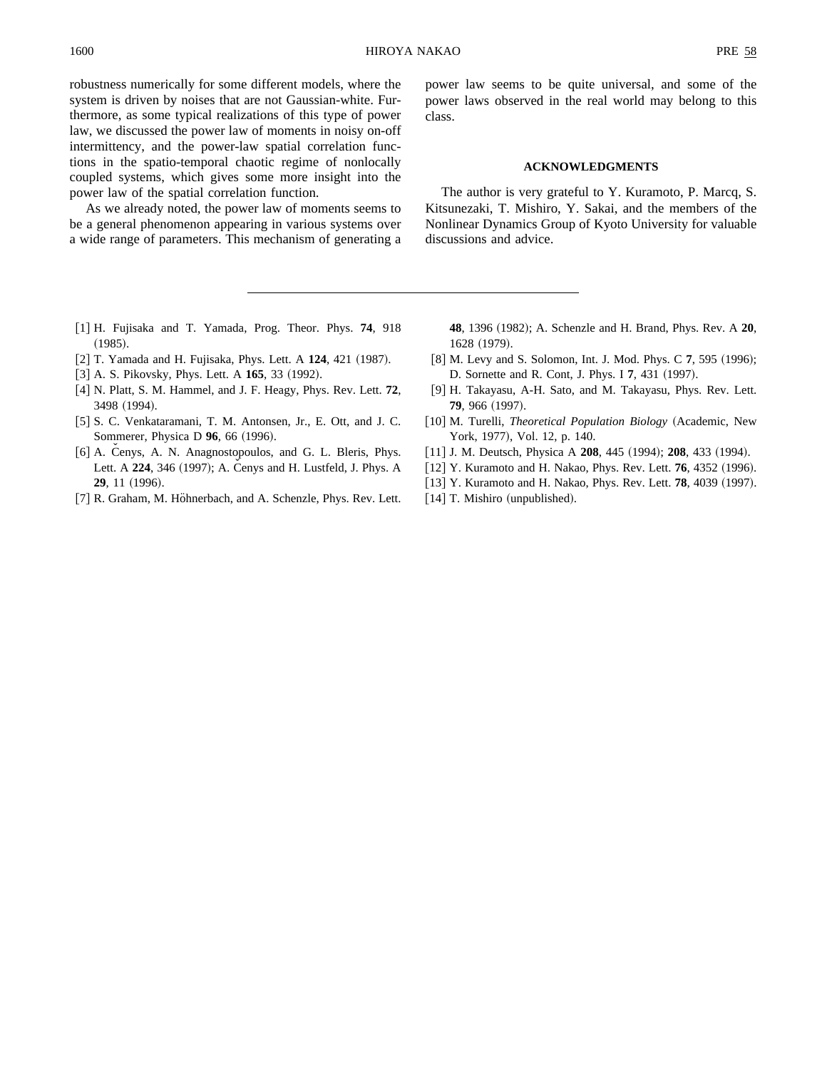robustness numerically for some different models, where the system is driven by noises that are not Gaussian-white. Furthermore, as some typical realizations of this type of power law, we discussed the power law of moments in noisy on-off intermittency, and the power-law spatial correlation functions in the spatio-temporal chaotic regime of nonlocally coupled systems, which gives some more insight into the power law of the spatial correlation function.

As we already noted, the power law of moments seems to be a general phenomenon appearing in various systems over a wide range of parameters. This mechanism of generating a power law seems to be quite universal, and some of the power laws observed in the real world may belong to this class.

## ACKNOWLEDGMENTS

The author is very grateful to Y. Kuramoto, P. Marcq, S. Kitsunezaki, T. Mishiro, Y. Sakai, and the members of the Nonlinear Dynamics Group of Kyoto University for valuable discussions and advice.

---

[1] H. Fujisaka and T. Yamada, Prog. Theor. Phys. **74**, 918 (1985).

[2] T. Yamada and H. Fujisaka, Phys. Lett. A **124**, 421 (1987).

[3] A. S. Pikovsky, Phys. Lett. A **165**, 33 (1992).

[4] N. Platt, S. M. Hammel, and J. F. Heagy, Phys. Rev. Lett. **72**, 3498 (1994).

[5] S. C. Venkataramani, T. M. Antonsen, Jr., E. Ott, and J. C. Sommerer, Physica D **96**, 66 (1996).

[6] A. Čenys, A. N. Anagnostopoulos, and G. L. Bleris, Phys. Lett. A **224**, 346 (1997); A. Čenys and H. Lustfeld, J. Phys. A **29**, 11 (1996).

[7] R. Graham, M. Höhnerbach, and A. Schenzle, Phys. Rev. Lett. **48**, 1396 (1982); A. Schenzle and H. Brand, Phys. Rev. A **20**, 1628 (1979).

[8] M. Levy and S. Solomon, Int. J. Mod. Phys. C **7**, 595 (1996); D. Sornette and R. Cont, J. Phys. I **7**, 431 (1997).

[9] H. Takayasu, A-H. Sato, and M. Takayasu, Phys. Rev. Lett. **79**, 966 (1997).

[10] M. Turelli, *Theoretical Population Biology* (Academic, New York, 1977), Vol. 12, p. 140.

[11] J. M. Deutsch, Physica A **208**, 445 (1994); **208**, 433 (1994).

[12] Y. Kuramoto and H. Nakao, Phys. Rev. Lett. **76**, 4352 (1996).

[13] Y. Kuramoto and H. Nakao, Phys. Rev. Lett. **78**, 4039 (1997).

[14] T. Mishiro (unpublished).